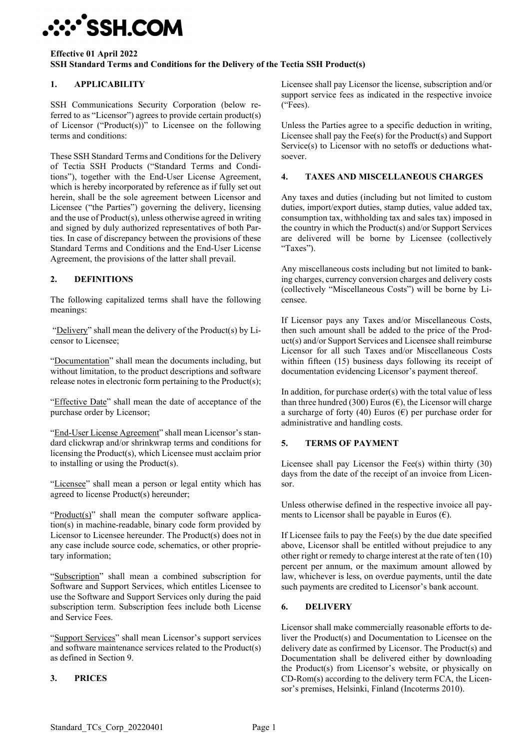**Effective 01 April 2022**
**SSH Standard Terms and Conditions for the Delivery of the Tectia SSH Product(s)**

## 1. APPLICABILITY

SSH Communications Security Corporation (below referred to as "Licensor") agrees to provide certain product(s) of Licensor ("Product(s))" to Licensee on the following terms and conditions:

These SSH Standard Terms and Conditions for the Delivery of Tectia SSH Products ("Standard Terms and Conditions"), together with the End-User License Agreement, which is hereby incorporated by reference as if fully set out herein, shall be the sole agreement between Licensor and Licensee ("the Parties") governing the delivery, licensing and the use of Product(s), unless otherwise agreed in writing and signed by duly authorized representatives of both Parties. In case of discrepancy between the provisions of these Standard Terms and Conditions and the End-User License Agreement, the provisions of the latter shall prevail.

## 2. DEFINITIONS

The following capitalized terms shall have the following meanings:

"Delivery" shall mean the delivery of the Product(s) by Licensor to Licensee;

"Documentation" shall mean the documents including, but without limitation, to the product descriptions and software release notes in electronic form pertaining to the Product(s);

"Effective Date" shall mean the date of acceptance of the purchase order by Licensor;

"End-User License Agreement" shall mean Licensor's standard clickwrap and/or shrinkwrap terms and conditions for licensing the Product(s), which Licensee must acclaim prior to installing or using the Product(s).

"Licensee" shall mean a person or legal entity which has agreed to license Product(s) hereunder;

"Product(s)" shall mean the computer software application(s) in machine-readable, binary code form provided by Licensor to Licensee hereunder. The Product(s) does not in any case include source code, schematics, or other proprietary information;

"Subscription" shall mean a combined subscription for Software and Support Services, which entitles Licensee to use the Software and Support Services only during the paid subscription term. Subscription fees include both License and Service Fees.

"Support Services" shall mean Licensor's support services and software maintenance services related to the Product(s) as defined in Section 9.

## 3. PRICES

Licensee shall pay Licensor the license, subscription and/or support service fees as indicated in the respective invoice ("Fees).

Unless the Parties agree to a specific deduction in writing, Licensee shall pay the Fee(s) for the Product(s) and Support Service(s) to Licensor with no setoffs or deductions whatsoever.

## 4. TAXES AND MISCELLANEOUS CHARGES

Any taxes and duties (including but not limited to custom duties, import/export duties, stamp duties, value added tax, consumption tax, withholding tax and sales tax) imposed in the country in which the Product(s) and/or Support Services are delivered will be borne by Licensee (collectively "Taxes").

Any miscellaneous costs including but not limited to banking charges, currency conversion charges and delivery costs (collectively "Miscellaneous Costs") will be borne by Licensee.

If Licensor pays any Taxes and/or Miscellaneous Costs, then such amount shall be added to the price of the Product(s) and/or Support Services and Licensee shall reimburse Licensor for all such Taxes and/or Miscellaneous Costs within fifteen (15) business days following its receipt of documentation evidencing Licensor's payment thereof.

In addition, for purchase order(s) with the total value of less than three hundred (300) Euros (€), the Licensor will charge a surcharge of forty (40) Euros (€) per purchase order for administrative and handling costs.

## 5. TERMS OF PAYMENT

Licensee shall pay Licensor the Fee(s) within thirty (30) days from the date of the receipt of an invoice from Licensor.

Unless otherwise defined in the respective invoice all payments to Licensor shall be payable in Euros (€).

If Licensee fails to pay the Fee(s) by the due date specified above, Licensor shall be entitled without prejudice to any other right or remedy to charge interest at the rate of ten (10) percent per annum, or the maximum amount allowed by law, whichever is less, on overdue payments, until the date such payments are credited to Licensor's bank account.

## 6. DELIVERY

Licensor shall make commercially reasonable efforts to deliver the Product(s) and Documentation to Licensee on the delivery date as confirmed by Licensor. The Product(s) and Documentation shall be delivered either by downloading the Product(s) from Licensor's website, or physically on CD-Rom(s) according to the delivery term FCA, the Licensor's premises, Helsinki, Finland (Incoterms 2010).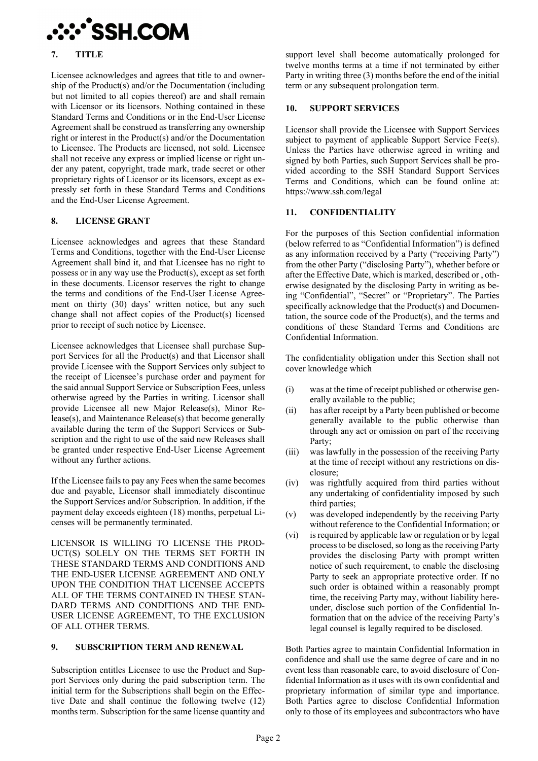## 7. TITLE

Licensee acknowledges and agrees that title to and ownership of the Product(s) and/or the Documentation (including but not limited to all copies thereof) are and shall remain with Licensor or its licensors. Nothing contained in these Standard Terms and Conditions or in the End-User License Agreement shall be construed as transferring any ownership right or interest in the Product(s) and/or the Documentation to Licensee. The Products are licensed, not sold. Licensee shall not receive any express or implied license or right under any patent, copyright, trade mark, trade secret or other proprietary rights of Licensor or its licensors, except as expressly set forth in these Standard Terms and Conditions and the End-User License Agreement.

## 8. LICENSE GRANT

Licensee acknowledges and agrees that these Standard Terms and Conditions, together with the End-User License Agreement shall bind it, and that Licensee has no right to possess or in any way use the Product(s), except as set forth in these documents. Licensor reserves the right to change the terms and conditions of the End-User License Agreement on thirty (30) days' written notice, but any such change shall not affect copies of the Product(s) licensed prior to receipt of such notice by Licensee.

Licensee acknowledges that Licensee shall purchase Support Services for all the Product(s) and that Licensor shall provide Licensee with the Support Services only subject to the receipt of Licensee's purchase order and payment for the said annual Support Service or Subscription Fees, unless otherwise agreed by the Parties in writing. Licensor shall provide Licensee all new Major Release(s), Minor Release(s), and Maintenance Release(s) that become generally available during the term of the Support Services or Subscription and the right to use of the said new Releases shall be granted under respective End-User License Agreement without any further actions.

If the Licensee fails to pay any Fees when the same becomes due and payable, Licensor shall immediately discontinue the Support Services and/or Subscription. In addition, if the payment delay exceeds eighteen (18) months, perpetual Licenses will be permanently terminated.

LICENSOR IS WILLING TO LICENSE THE PRODUCT(S) SOLELY ON THE TERMS SET FORTH IN THESE STANDARD TERMS AND CONDITIONS AND THE END-USER LICENSE AGREEMENT AND ONLY UPON THE CONDITION THAT LICENSEE ACCEPTS ALL OF THE TERMS CONTAINED IN THESE STANDARD TERMS AND CONDITIONS AND THE END-USER LICENSE AGREEMENT, TO THE EXCLUSION OF ALL OTHER TERMS.

## 9. SUBSCRIPTION TERM AND RENEWAL

Subscription entitles Licensee to use the Product and Support Services only during the paid subscription term. The initial term for the Subscriptions shall begin on the Effective Date and shall continue the following twelve (12) months term. Subscription for the same license quantity and support level shall become automatically prolonged for twelve months terms at a time if not terminated by either Party in writing three (3) months before the end of the initial term or any subsequent prolongation term.

## 10. SUPPORT SERVICES

Licensor shall provide the Licensee with Support Services subject to payment of applicable Support Service Fee(s). Unless the Parties have otherwise agreed in writing and signed by both Parties, such Support Services shall be provided according to the SSH Standard Support Services Terms and Conditions, which can be found online at: https://www.ssh.com/legal

## 11. CONFIDENTIALITY

For the purposes of this Section confidential information (below referred to as "Confidential Information") is defined as any information received by a Party ("receiving Party") from the other Party ("disclosing Party"), whether before or after the Effective Date, which is marked, described or , otherwise designated by the disclosing Party in writing as being "Confidential", "Secret" or "Proprietary". The Parties specifically acknowledge that the Product(s) and Documentation, the source code of the Product(s), and the terms and conditions of these Standard Terms and Conditions are Confidential Information.

The confidentiality obligation under this Section shall not cover knowledge which

(i) was at the time of receipt published or otherwise generally available to the public;

(ii) has after receipt by a Party been published or become generally available to the public otherwise than through any act or omission on part of the receiving Party;

(iii) was lawfully in the possession of the receiving Party at the time of receipt without any restrictions on disclosure;

(iv) was rightfully acquired from third parties without any undertaking of confidentiality imposed by such third parties;

(v) was developed independently by the receiving Party without reference to the Confidential Information; or

(vi) is required by applicable law or regulation or by legal process to be disclosed, so long as the receiving Party provides the disclosing Party with prompt written notice of such requirement, to enable the disclosing Party to seek an appropriate protective order. If no such order is obtained within a reasonably prompt time, the receiving Party may, without liability hereunder, disclose such portion of the Confidential Information that on the advice of the receiving Party's legal counsel is legally required to be disclosed.

Both Parties agree to maintain Confidential Information in confidence and shall use the same degree of care and in no event less than reasonable care, to avoid disclosure of Confidential Information as it uses with its own confidential and proprietary information of similar type and importance. Both Parties agree to disclose Confidential Information only to those of its employees and subcontractors who have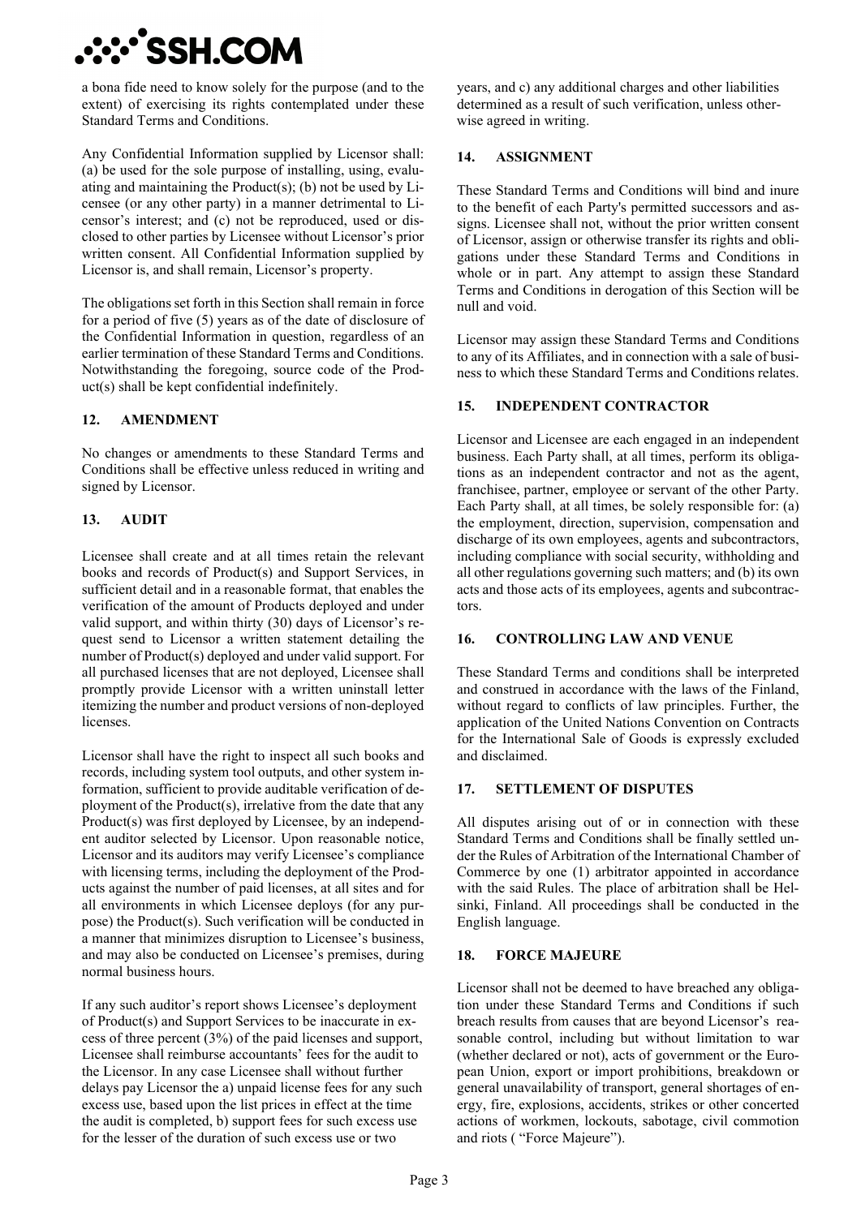a bona fide need to know solely for the purpose (and to the extent) of exercising its rights contemplated under these Standard Terms and Conditions.

Any Confidential Information supplied by Licensor shall: (a) be used for the sole purpose of installing, using, evaluating and maintaining the Product(s); (b) not be used by Licensee (or any other party) in a manner detrimental to Licensor's interest; and (c) not be reproduced, used or disclosed to other parties by Licensee without Licensor's prior written consent. All Confidential Information supplied by Licensor is, and shall remain, Licensor's property.

The obligations set forth in this Section shall remain in force for a period of five (5) years as of the date of disclosure of the Confidential Information in question, regardless of an earlier termination of these Standard Terms and Conditions. Notwithstanding the foregoing, source code of the Product(s) shall be kept confidential indefinitely.

## 12. AMENDMENT

No changes or amendments to these Standard Terms and Conditions shall be effective unless reduced in writing and signed by Licensor.

## 13. AUDIT

Licensee shall create and at all times retain the relevant books and records of Product(s) and Support Services, in sufficient detail and in a reasonable format, that enables the verification of the amount of Products deployed and under valid support, and within thirty (30) days of Licensor's request send to Licensor a written statement detailing the number of Product(s) deployed and under valid support. For all purchased licenses that are not deployed, Licensee shall promptly provide Licensor with a written uninstall letter itemizing the number and product versions of non-deployed licenses.

Licensor shall have the right to inspect all such books and records, including system tool outputs, and other system information, sufficient to provide auditable verification of deployment of the Product(s), irrelative from the date that any Product(s) was first deployed by Licensee, by an independent auditor selected by Licensor. Upon reasonable notice, Licensor and its auditors may verify Licensee's compliance with licensing terms, including the deployment of the Products against the number of paid licenses, at all sites and for all environments in which Licensee deploys (for any purpose) the Product(s). Such verification will be conducted in a manner that minimizes disruption to Licensee's business, and may also be conducted on Licensee's premises, during normal business hours.

If any such auditor's report shows Licensee's deployment of Product(s) and Support Services to be inaccurate in excess of three percent (3%) of the paid licenses and support, Licensee shall reimburse accountants' fees for the audit to the Licensor. In any case Licensee shall without further delays pay Licensor the a) unpaid license fees for any such excess use, based upon the list prices in effect at the time the audit is completed, b) support fees for such excess use for the lesser of the duration of such excess use or two years, and c) any additional charges and other liabilities determined as a result of such verification, unless otherwise agreed in writing.

## 14. ASSIGNMENT

These Standard Terms and Conditions will bind and inure to the benefit of each Party's permitted successors and assigns. Licensee shall not, without the prior written consent of Licensor, assign or otherwise transfer its rights and obligations under these Standard Terms and Conditions in whole or in part. Any attempt to assign these Standard Terms and Conditions in derogation of this Section will be null and void.

Licensor may assign these Standard Terms and Conditions to any of its Affiliates, and in connection with a sale of business to which these Standard Terms and Conditions relates.

## 15. INDEPENDENT CONTRACTOR

Licensor and Licensee are each engaged in an independent business. Each Party shall, at all times, perform its obligations as an independent contractor and not as the agent, franchisee, partner, employee or servant of the other Party. Each Party shall, at all times, be solely responsible for: (a) the employment, direction, supervision, compensation and discharge of its own employees, agents and subcontractors, including compliance with social security, withholding and all other regulations governing such matters; and (b) its own acts and those acts of its employees, agents and subcontractors.

## 16. CONTROLLING LAW AND VENUE

These Standard Terms and conditions shall be interpreted and construed in accordance with the laws of the Finland, without regard to conflicts of law principles. Further, the application of the United Nations Convention on Contracts for the International Sale of Goods is expressly excluded and disclaimed.

## 17. SETTLEMENT OF DISPUTES

All disputes arising out of or in connection with these Standard Terms and Conditions shall be finally settled under the Rules of Arbitration of the International Chamber of Commerce by one (1) arbitrator appointed in accordance with the said Rules. The place of arbitration shall be Helsinki, Finland. All proceedings shall be conducted in the English language.

## 18. FORCE MAJEURE

Licensor shall not be deemed to have breached any obligation under these Standard Terms and Conditions if such breach results from causes that are beyond Licensor's reasonable control, including but without limitation to war (whether declared or not), acts of government or the European Union, export or import prohibitions, breakdown or general unavailability of transport, general shortages of energy, fire, explosions, accidents, strikes or other concerted actions of workmen, lockouts, sabotage, civil commotion and riots ( "Force Majeure").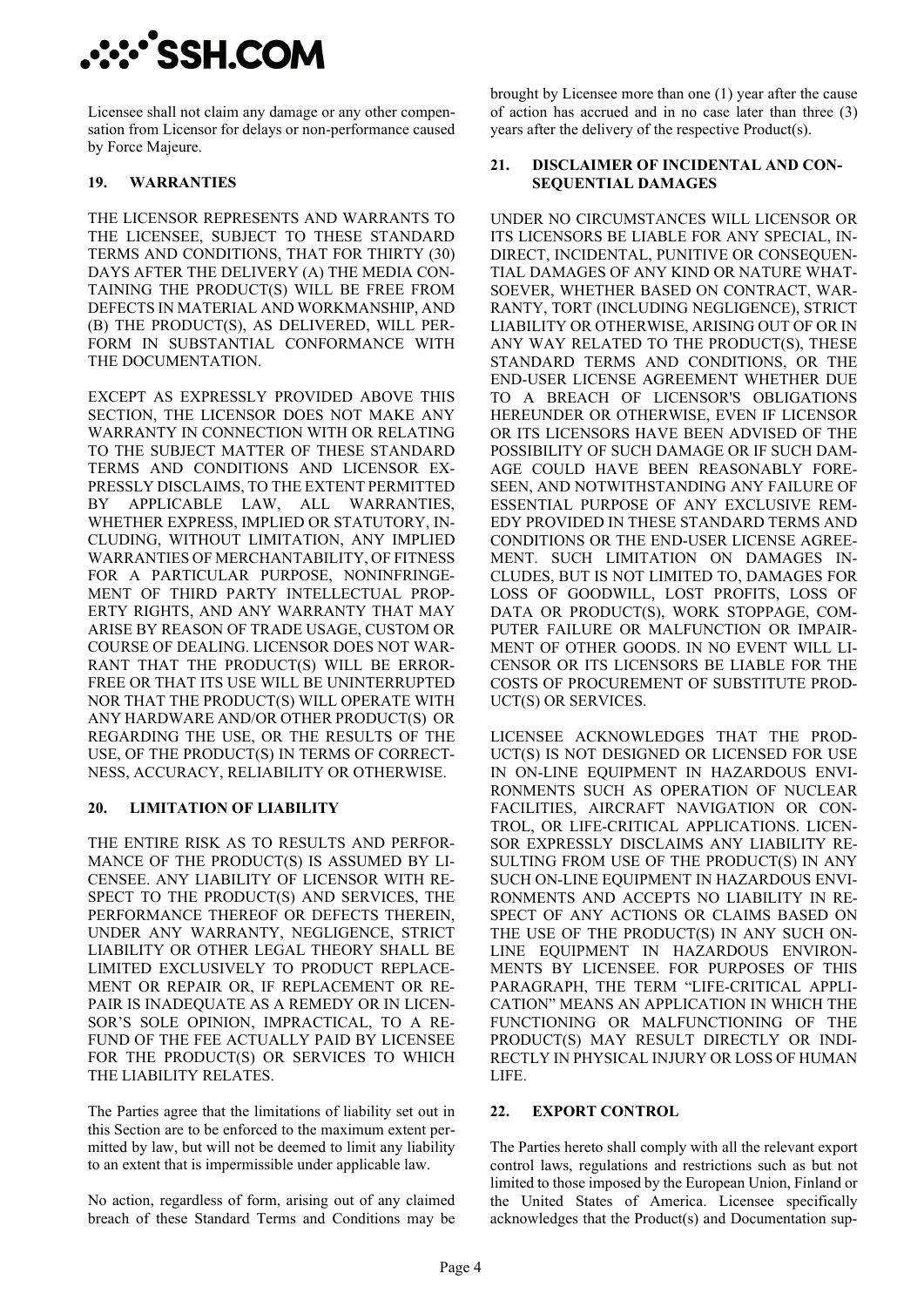Licensee shall not claim any damage or any other compensation from Licensor for delays or non-performance caused by Force Majeure.

## 19. WARRANTIES

THE LICENSOR REPRESENTS AND WARRANTS TO THE LICENSEE, SUBJECT TO THESE STANDARD TERMS AND CONDITIONS, THAT FOR THIRTY (30) DAYS AFTER THE DELIVERY (A) THE MEDIA CONTAINING THE PRODUCT(S) WILL BE FREE FROM DEFECTS IN MATERIAL AND WORKMANSHIP, AND (B) THE PRODUCT(S), AS DELIVERED, WILL PERFORM IN SUBSTANTIAL CONFORMANCE WITH THE DOCUMENTATION.

EXCEPT AS EXPRESSLY PROVIDED ABOVE THIS SECTION, THE LICENSOR DOES NOT MAKE ANY WARRANTY IN CONNECTION WITH OR RELATING TO THE SUBJECT MATTER OF THESE STANDARD TERMS AND CONDITIONS AND LICENSOR EXPRESSLY DISCLAIMS, TO THE EXTENT PERMITTED BY APPLICABLE LAW, ALL WARRANTIES, WHETHER EXPRESS, IMPLIED OR STATUTORY, INCLUDING, WITHOUT LIMITATION, ANY IMPLIED WARRANTIES OF MERCHANTABILITY, OF FITNESS FOR A PARTICULAR PURPOSE, NONINFRINGEMENT OF THIRD PARTY INTELLECTUAL PROPERTY RIGHTS, AND ANY WARRANTY THAT MAY ARISE BY REASON OF TRADE USAGE, CUSTOM OR COURSE OF DEALING. LICENSOR DOES NOT WARRANT THAT THE PRODUCT(S) WILL BE ERROR-FREE OR THAT ITS USE WILL BE UNINTERRUPTED NOR THAT THE PRODUCT(S) WILL OPERATE WITH ANY HARDWARE AND/OR OTHER PRODUCT(S) OR REGARDING THE USE, OR THE RESULTS OF THE USE, OF THE PRODUCT(S) IN TERMS OF CORRECTNESS, ACCURACY, RELIABILITY OR OTHERWISE.

## 20. LIMITATION OF LIABILITY

THE ENTIRE RISK AS TO RESULTS AND PERFORMANCE OF THE PRODUCT(S) IS ASSUMED BY LICENSEE. ANY LIABILITY OF LICENSOR WITH RESPECT TO THE PRODUCT(S) AND SERVICES, THE PERFORMANCE THEREOF OR DEFECTS THEREIN, UNDER ANY WARRANTY, NEGLIGENCE, STRICT LIABILITY OR OTHER LEGAL THEORY SHALL BE LIMITED EXCLUSIVELY TO PRODUCT REPLACEMENT OR REPAIR OR, IF REPLACEMENT OR REPAIR IS INADEQUATE AS A REMEDY OR IN LICENSOR'S SOLE OPINION, IMPRACTICAL, TO A REFUND OF THE FEE ACTUALLY PAID BY LICENSEE FOR THE PRODUCT(S) OR SERVICES TO WHICH THE LIABILITY RELATES.

The Parties agree that the limitations of liability set out in this Section are to be enforced to the maximum extent permitted by law, but will not be deemed to limit any liability to an extent that is impermissible under applicable law.

No action, regardless of form, arising out of any claimed breach of these Standard Terms and Conditions may be brought by Licensee more than one (1) year after the cause of action has accrued and in no case later than three (3) years after the delivery of the respective Product(s).

## 21. DISCLAIMER OF INCIDENTAL AND CONSEQUENTIAL DAMAGES

UNDER NO CIRCUMSTANCES WILL LICENSOR OR ITS LICENSORS BE LIABLE FOR ANY SPECIAL, INDIRECT, INCIDENTAL, PUNITIVE OR CONSEQUENTIAL DAMAGES OF ANY KIND OR NATURE WHATSOEVER, WHETHER BASED ON CONTRACT, WARRANTY, TORT (INCLUDING NEGLIGENCE), STRICT LIABILITY OR OTHERWISE, ARISING OUT OF OR IN ANY WAY RELATED TO THE PRODUCT(S), THESE STANDARD TERMS AND CONDITIONS, OR THE END-USER LICENSE AGREEMENT WHETHER DUE TO A BREACH OF LICENSOR'S OBLIGATIONS HEREUNDER OR OTHERWISE, EVEN IF LICENSOR OR ITS LICENSORS HAVE BEEN ADVISED OF THE POSSIBILITY OF SUCH DAMAGE OR IF SUCH DAMAGE COULD HAVE BEEN REASONABLY FORESEEN, AND NOTWITHSTANDING ANY FAILURE OF ESSENTIAL PURPOSE OF ANY EXCLUSIVE REMEDY PROVIDED IN THESE STANDARD TERMS AND CONDITIONS OR THE END-USER LICENSE AGREEMENT. SUCH LIMITATION ON DAMAGES INCLUDES, BUT IS NOT LIMITED TO, DAMAGES FOR LOSS OF GOODWILL, LOST PROFITS, LOSS OF DATA OR PRODUCT(S), WORK STOPPAGE, COMPUTER FAILURE OR MALFUNCTION OR IMPAIRMENT OF OTHER GOODS. IN NO EVENT WILL LICENSOR OR ITS LICENSORS BE LIABLE FOR THE COSTS OF PROCUREMENT OF SUBSTITUTE PRODUCT(S) OR SERVICES.

LICENSEE ACKNOWLEDGES THAT THE PRODUCT(S) IS NOT DESIGNED OR LICENSED FOR USE IN ON-LINE EQUIPMENT IN HAZARDOUS ENVIRONMENTS SUCH AS OPERATION OF NUCLEAR FACILITIES, AIRCRAFT NAVIGATION OR CONTROL, OR LIFE-CRITICAL APPLICATIONS. LICENSOR EXPRESSLY DISCLAIMS ANY LIABILITY RESULTING FROM USE OF THE PRODUCT(S) IN ANY SUCH ON-LINE EQUIPMENT IN HAZARDOUS ENVIRONMENTS AND ACCEPTS NO LIABILITY IN RESPECT OF ANY ACTIONS OR CLAIMS BASED ON THE USE OF THE PRODUCT(S) IN ANY SUCH ON-LINE EQUIPMENT IN HAZARDOUS ENVIRONMENTS BY LICENSEE. FOR PURPOSES OF THIS PARAGRAPH, THE TERM "LIFE-CRITICAL APPLICATION" MEANS AN APPLICATION IN WHICH THE FUNCTIONING OR MALFUNCTIONING OF THE PRODUCT(S) MAY RESULT DIRECTLY OR INDIRECTLY IN PHYSICAL INJURY OR LOSS OF HUMAN LIFE.

## 22. EXPORT CONTROL

The Parties hereto shall comply with all the relevant export control laws, regulations and restrictions such as but not limited to those imposed by the European Union, Finland or the United States of America. Licensee specifically acknowledges that the Product(s) and Documentation sup-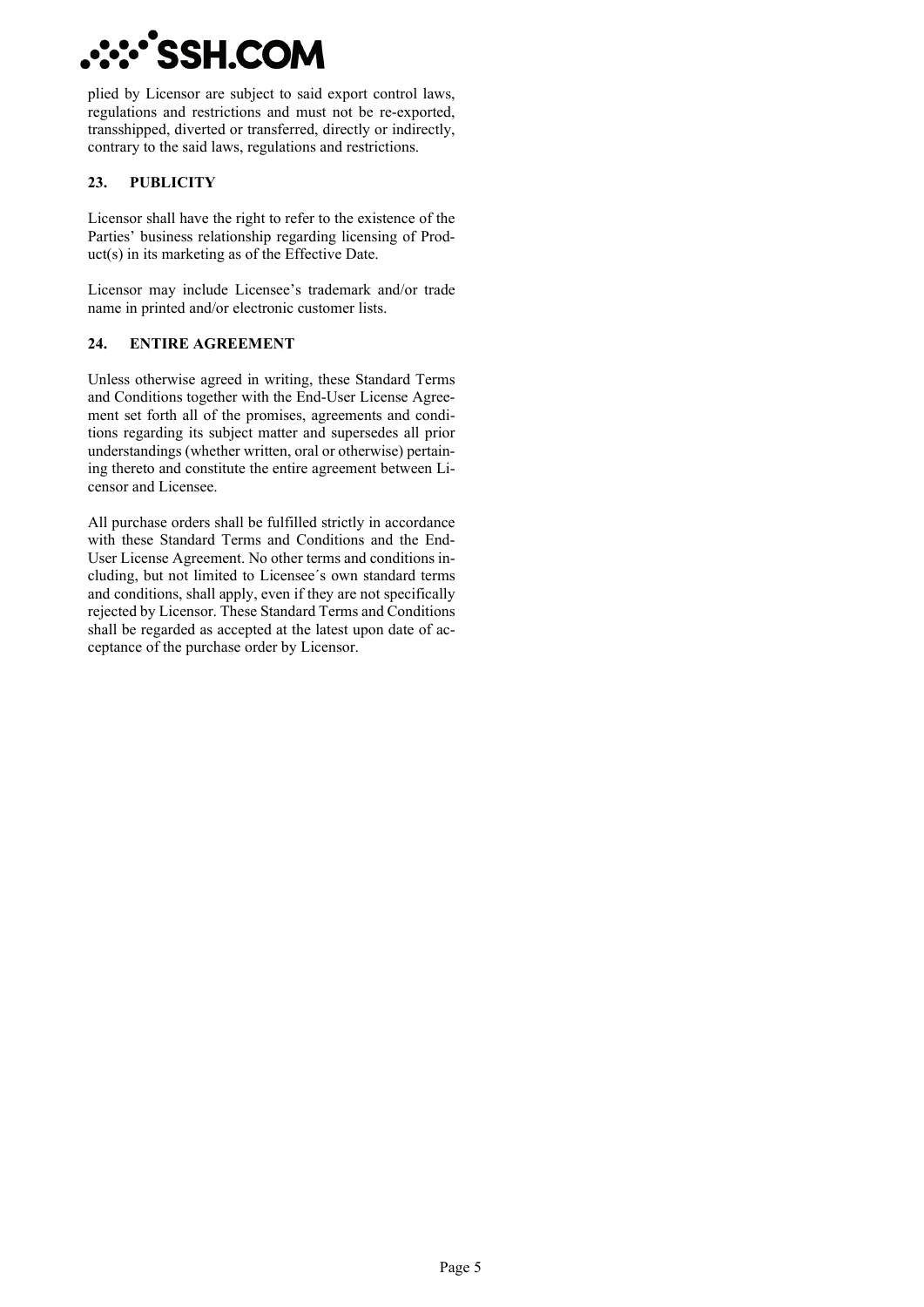plied by Licensor are subject to said export control laws, regulations and restrictions and must not be re-exported, transshipped, diverted or transferred, directly or indirectly, contrary to the said laws, regulations and restrictions.

## 23. PUBLICITY

Licensor shall have the right to refer to the existence of the Parties' business relationship regarding licensing of Product(s) in its marketing as of the Effective Date.

Licensor may include Licensee's trademark and/or trade name in printed and/or electronic customer lists.

## 24. ENTIRE AGREEMENT

Unless otherwise agreed in writing, these Standard Terms and Conditions together with the End-User License Agreement set forth all of the promises, agreements and conditions regarding its subject matter and supersedes all prior understandings (whether written, oral or otherwise) pertaining thereto and constitute the entire agreement between Licensor and Licensee.

All purchase orders shall be fulfilled strictly in accordance with these Standard Terms and Conditions and the End-User License Agreement. No other terms and conditions including, but not limited to Licensee´s own standard terms and conditions, shall apply, even if they are not specifically rejected by Licensor. These Standard Terms and Conditions shall be regarded as accepted at the latest upon date of acceptance of the purchase order by Licensor.